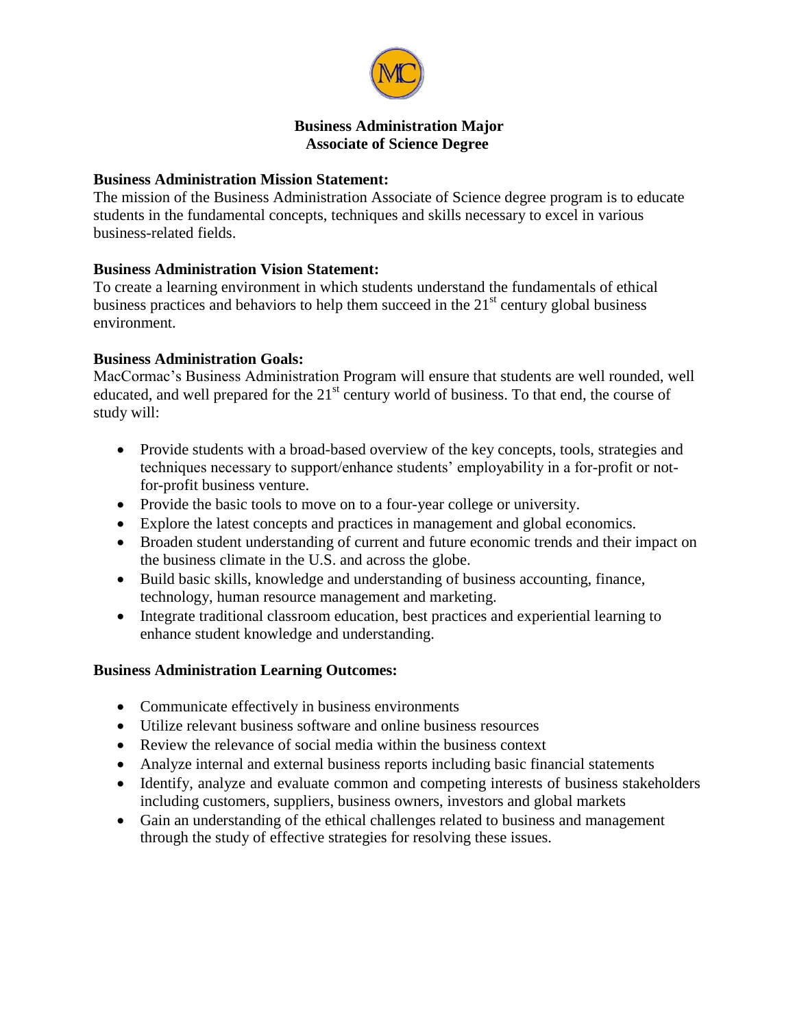# Business Administration Major
## Associate of Science Degree

**Business Administration Mission Statement:**
The mission of the Business Administration Associate of Science degree program is to educate students in the fundamental concepts, techniques and skills necessary to excel in various business-related fields.

**Business Administration Vision Statement:**
To create a learning environment in which students understand the fundamentals of ethical business practices and behaviors to help them succeed in the 21st century global business environment.

**Business Administration Goals:**
MacCormac's Business Administration Program will ensure that students are well rounded, well educated, and well prepared for the 21st century world of business. To that end, the course of study will:

- Provide students with a broad-based overview of the key concepts, tools, strategies and techniques necessary to support/enhance students' employability in a for-profit or not-for-profit business venture.
- Provide the basic tools to move on to a four-year college or university.
- Explore the latest concepts and practices in management and global economics.
- Broaden student understanding of current and future economic trends and their impact on the business climate in the U.S. and across the globe.
- Build basic skills, knowledge and understanding of business accounting, finance, technology, human resource management and marketing.
- Integrate traditional classroom education, best practices and experiential learning to enhance student knowledge and understanding.

**Business Administration Learning Outcomes:**

- Communicate effectively in business environments
- Utilize relevant business software and online business resources
- Review the relevance of social media within the business context
- Analyze internal and external business reports including basic financial statements
- Identify, analyze and evaluate common and competing interests of business stakeholders including customers, suppliers, business owners, investors and global markets
- Gain an understanding of the ethical challenges related to business and management through the study of effective strategies for resolving these issues.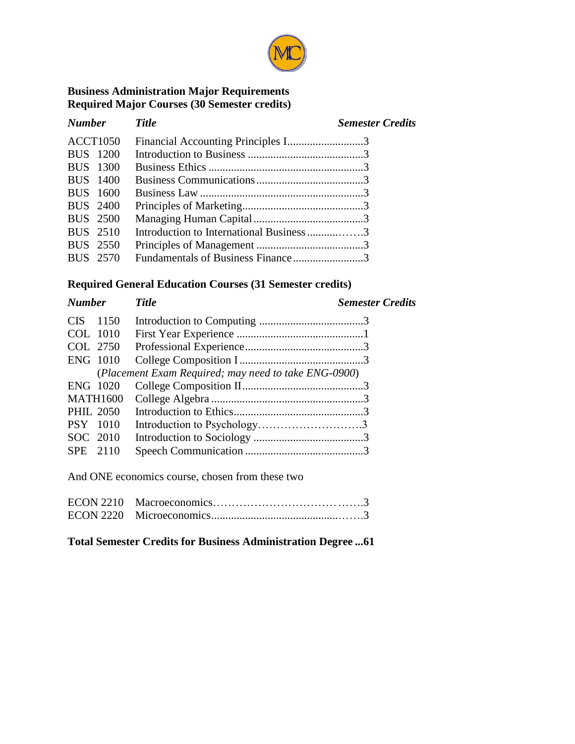**Business Administration Major Requirements**
**Required Major Courses (30 Semester credits)**

| *Number* | *Title* | *Semester Credits* |
| --- | --- | --- |
| ACCT1050 | Financial Accounting Principles I | 3 |
| BUS 1200 | Introduction to Business | 3 |
| BUS 1300 | Business Ethics | 3 |
| BUS 1400 | Business Communications | 3 |
| BUS 1600 | Business Law | 3 |
| BUS 2400 | Principles of Marketing | 3 |
| BUS 2500 | Managing Human Capital | 3 |
| BUS 2510 | Introduction to International Business | 3 |
| BUS 2550 | Principles of Management | 3 |
| BUS 2570 | Fundamentals of Business Finance | 3 |

**Required General Education Courses (31 Semester credits)**

| *Number* | *Title* | *Semester Credits* |
| --- | --- | --- |
| CIS 1150 | Introduction to Computing | 3 |
| COL 1010 | First Year Experience | 1 |
| COL 2750 | Professional Experience | 3 |
| ENG 1010 | College Composition I<br>(*Placement Exam Required; may need to take ENG-0900*) | 3 |
| ENG 1020 | College Composition II | 3 |
| MATH1600 | College Algebra | 3 |
| PHIL 2050 | Introduction to Ethics | 3 |
| PSY 1010 | Introduction to Psychology | 3 |
| SOC 2010 | Introduction to Sociology | 3 |
| SPE 2110 | Speech Communication | 3 |

And ONE economics course, chosen from these two

| | | |
| --- | --- | --- |
| ECON 2210 | Macroeconomics | 3 |
| ECON 2220 | Microeconomics | 3 |

**Total Semester Credits for Business Administration Degree ...61**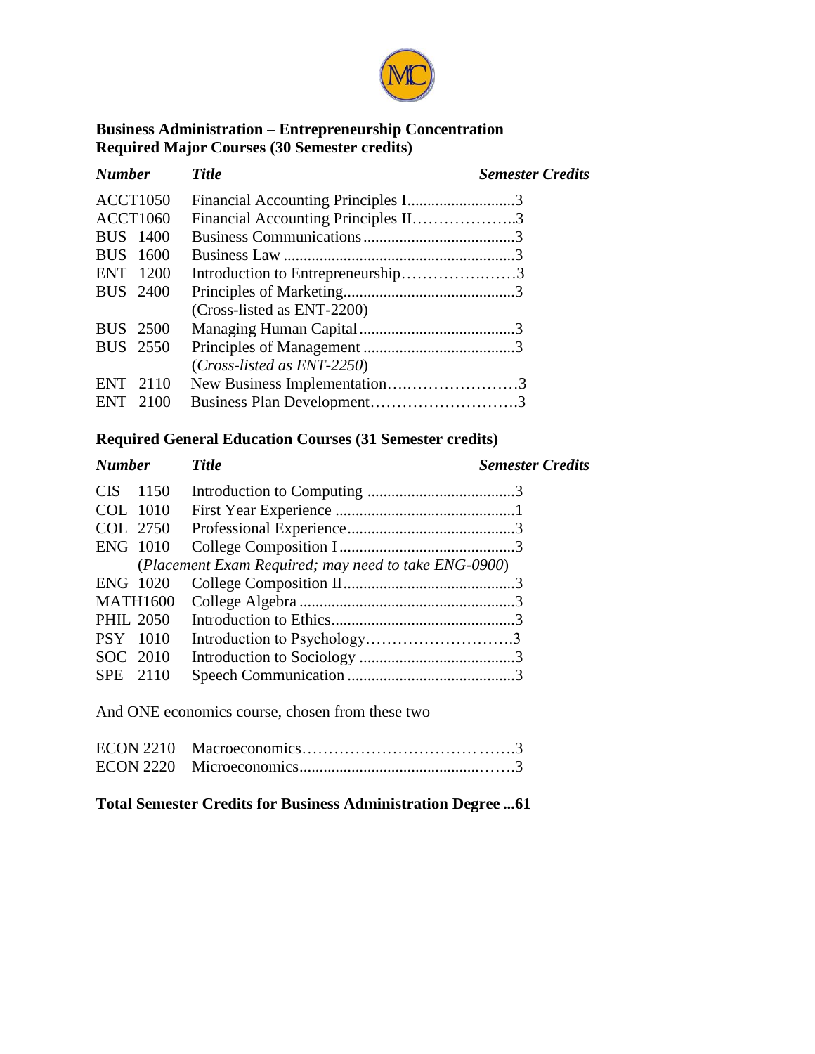## Business Administration – Entrepreneurship Concentration
## Required Major Courses (30 Semester credits)

| *Number* | *Title* | *Semester Credits* |
|---|---|---|
| ACCT1050 | Financial Accounting Principles I | 3 |
| ACCT1060 | Financial Accounting Principles II | 3 |
| BUS 1400 | Business Communications | 3 |
| BUS 1600 | Business Law | 3 |
| ENT 1200 | Introduction to Entrepreneurship | 3 |
| BUS 2400 | Principles of Marketing (Cross-listed as ENT-2200) | 3 |
| BUS 2500 | Managing Human Capital | 3 |
| BUS 2550 | Principles of Management (*Cross-listed as ENT-2250*) | 3 |
| ENT 2110 | New Business Implementation | 3 |
| ENT 2100 | Business Plan Development | 3 |

## Required General Education Courses (31 Semester credits)

| *Number* | *Title* | *Semester Credits* |
|---|---|---|
| CIS 1150 | Introduction to Computing | 3 |
| COL 1010 | First Year Experience | 1 |
| COL 2750 | Professional Experience | 3 |
| ENG 1010 | College Composition I (*Placement Exam Required; may need to take ENG-0900*) | 3 |
| ENG 1020 | College Composition II | 3 |
| MATH1600 | College Algebra | 3 |
| PHIL 2050 | Introduction to Ethics | 3 |
| PSY 1010 | Introduction to Psychology | 3 |
| SOC 2010 | Introduction to Sociology | 3 |
| SPE 2110 | Speech Communication | 3 |

And ONE economics course, chosen from these two

| | | |
|---|---|---|
| ECON 2210 | Macroeconomics | 3 |
| ECON 2220 | Microeconomics | 3 |

**Total Semester Credits for Business Administration Degree ...61**